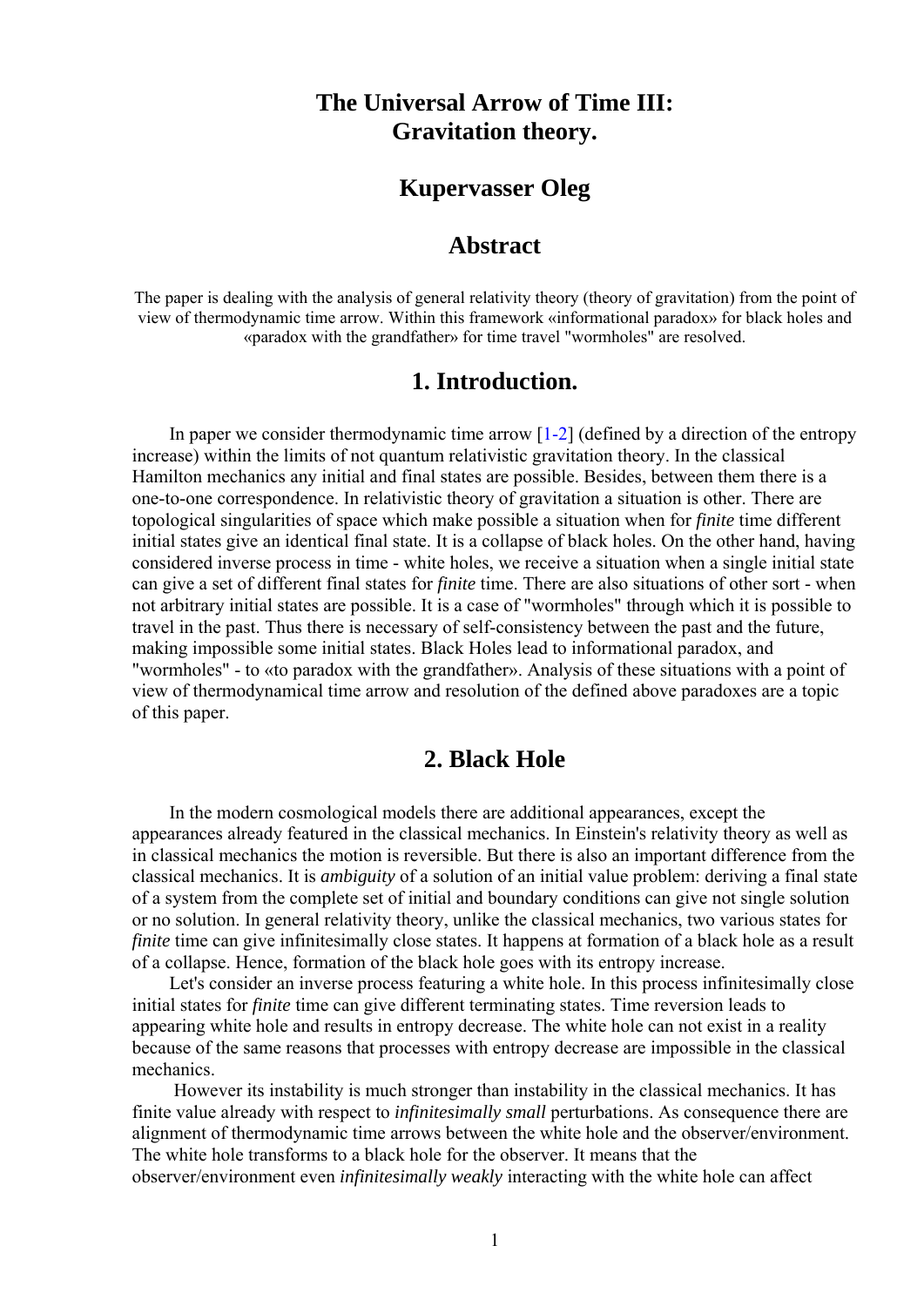# The Universal Arrow of Time III: Gravitation theory.

## Kupervasser Oleg

## Abstract

The paper is dealing with the analysis of general relativity theory (theory of gravitation) from the point of view of thermodynamic time arrow. Within this framework «informational paradox» for black holes and «paradox with the grandfather» for time travel "wormholes" are resolved.

## 1. Introduction.

In paper we consider thermodynamic time arrow [1-2] (defined by a direction of the entropy increase) within the limits of not quantum relativistic gravitation theory. In the classical Hamilton mechanics any initial and final states are possible. Besides, between them there is a one-to-one correspondence. In relativistic theory of gravitation a situation is other. There are topological singularities of space which make possible a situation when for *finite* time different initial states give an identical final state. It is a collapse of black holes. On the other hand, having considered inverse process in time - white holes, we receive a situation when a single initial state can give a set of different final states for *finite* time. There are also situations of other sort - when not arbitrary initial states are possible. It is a case of "wormholes" through which it is possible to travel in the past. Thus there is necessary of self-consistency between the past and the future, making impossible some initial states. Black Holes lead to informational paradox, and "wormholes" - to «to paradox with the grandfather». Analysis of these situations with a point of view of thermodynamical time arrow and resolution of the defined above paradoxes are a topic of this paper.

## 2. Black Hole

In the modern cosmological models there are additional appearances, except the appearances already featured in the classical mechanics. In Einstein's relativity theory as well as in classical mechanics the motion is reversible. But there is also an important difference from the classical mechanics. It is *ambiguity* of a solution of an initial value problem: deriving a final state of a system from the complete set of initial and boundary conditions can give not single solution or no solution. In general relativity theory, unlike the classical mechanics, two various states for *finite* time can give infinitesimally close states. It happens at formation of a black hole as a result of a collapse. Hence, formation of the black hole goes with its entropy increase.

Let's consider an inverse process featuring a white hole. In this process infinitesimally close initial states for *finite* time can give different terminating states. Time reversion leads to appearing white hole and results in entropy decrease. The white hole can not exist in a reality because of the same reasons that processes with entropy decrease are impossible in the classical mechanics.

However its instability is much stronger than instability in the classical mechanics. It has finite value already with respect to *infinitesimally small* perturbations. As consequence there are alignment of thermodynamic time arrows between the white hole and the observer/environment. The white hole transforms to a black hole for the observer. It means that the observer/environment even *infinitesimally weakly* interacting with the white hole can affect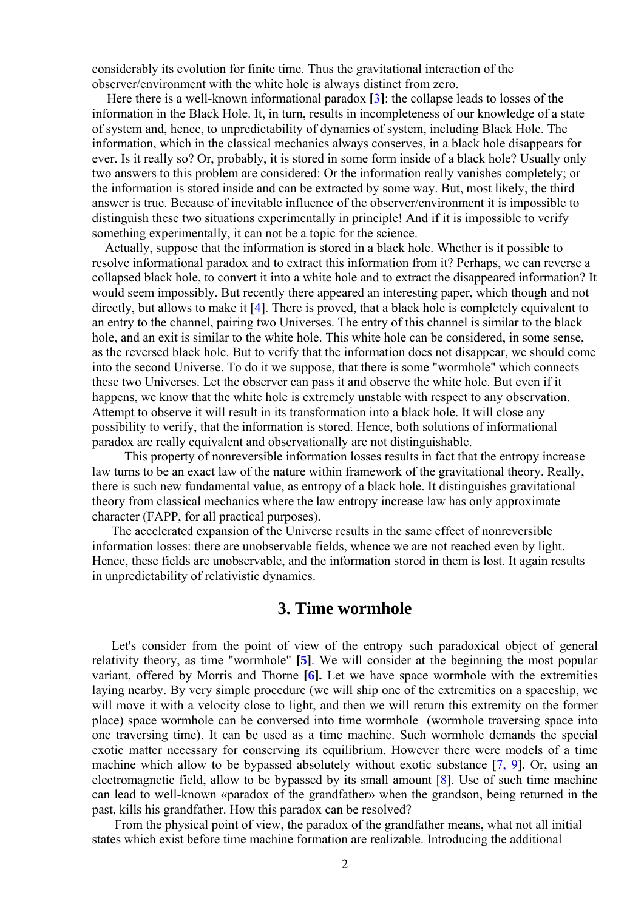considerably its evolution for finite time. Thus the gravitational interaction of the observer/environment with the white hole is always distinct from zero.

Here there is a well-known informational paradox **[**3**]**: the collapse leads to losses of the information in the Black Hole. It, in turn, results in incompleteness of our knowledge of a state of system and, hence, to unpredictability of dynamics of system, including Black Hole. The information, which in the classical mechanics always conserves, in a black hole disappears for ever. Is it really so? Or, probably, it is stored in some form inside of a black hole? Usually only two answers to this problem are considered: Or the information really vanishes completely; or the information is stored inside and can be extracted by some way. But, most likely, the third answer is true. Because of inevitable influence of the observer/environment it is impossible to distinguish these two situations experimentally in principle! And if it is impossible to verify something experimentally, it can not be a topic for the science.

Actually, suppose that the information is stored in a black hole. Whether is it possible to resolve informational paradox and to extract this information from it? Perhaps, we can reverse a collapsed black hole, to convert it into a white hole and to extract the disappeared information? It would seem impossibly. But recently there appeared an interesting paper, which though and not directly, but allows to make it [4]. There is proved, that a black hole is completely equivalent to an entry to the channel, pairing two Universes. The entry of this channel is similar to the black hole, and an exit is similar to the white hole. This white hole can be considered, in some sense, as the reversed black hole. But to verify that the information does not disappear, we should come into the second Universe. To do it we suppose, that there is some "wormhole" which connects these two Universes. Let the observer can pass it and observe the white hole. But even if it happens, we know that the white hole is extremely unstable with respect to any observation. Attempt to observe it will result in its transformation into a black hole. It will close any possibility to verify, that the information is stored. Hence, both solutions of informational paradox are really equivalent and observationally are not distinguishable.

This property of nonreversible information losses results in fact that the entropy increase law turns to be an exact law of the nature within framework of the gravitational theory. Really, there is such new fundamental value, as entropy of a black hole. It distinguishes gravitational theory from classical mechanics where the law entropy increase law has only approximate character (FAPP, for all practical purposes).

The accelerated expansion of the Universe results in the same effect of nonreversible information losses: there are unobservable fields, whence we are not reached even by light. Hence, these fields are unobservable, and the information stored in them is lost. It again results in unpredictability of relativistic dynamics.

## 3. Time wormhole

Let's consider from the point of view of the entropy such paradoxical object of general relativity theory, as time "wormhole" **[5]**. We will consider at the beginning the most popular variant, offered by Morris and Thorne **[6].** Let we have space wormhole with the extremities laying nearby. By very simple procedure (we will ship one of the extremities on a spaceship, we will move it with a velocity close to light, and then we will return this extremity on the former place) space wormhole can be conversed into time wormhole (wormhole traversing space into one traversing time). It can be used as a time machine. Such wormhole demands the special exotic matter necessary for conserving its equilibrium. However there were models of a time machine which allow to be bypassed absolutely without exotic substance [7, 9]. Or, using an electromagnetic field, allow to be bypassed by its small amount [8]. Use of such time machine can lead to well-known «paradox of the grandfather» when the grandson, being returned in the past, kills his grandfather. How this paradox can be resolved?

From the physical point of view, the paradox of the grandfather means, what not all initial states which exist before time machine formation are realizable. Introducing the additional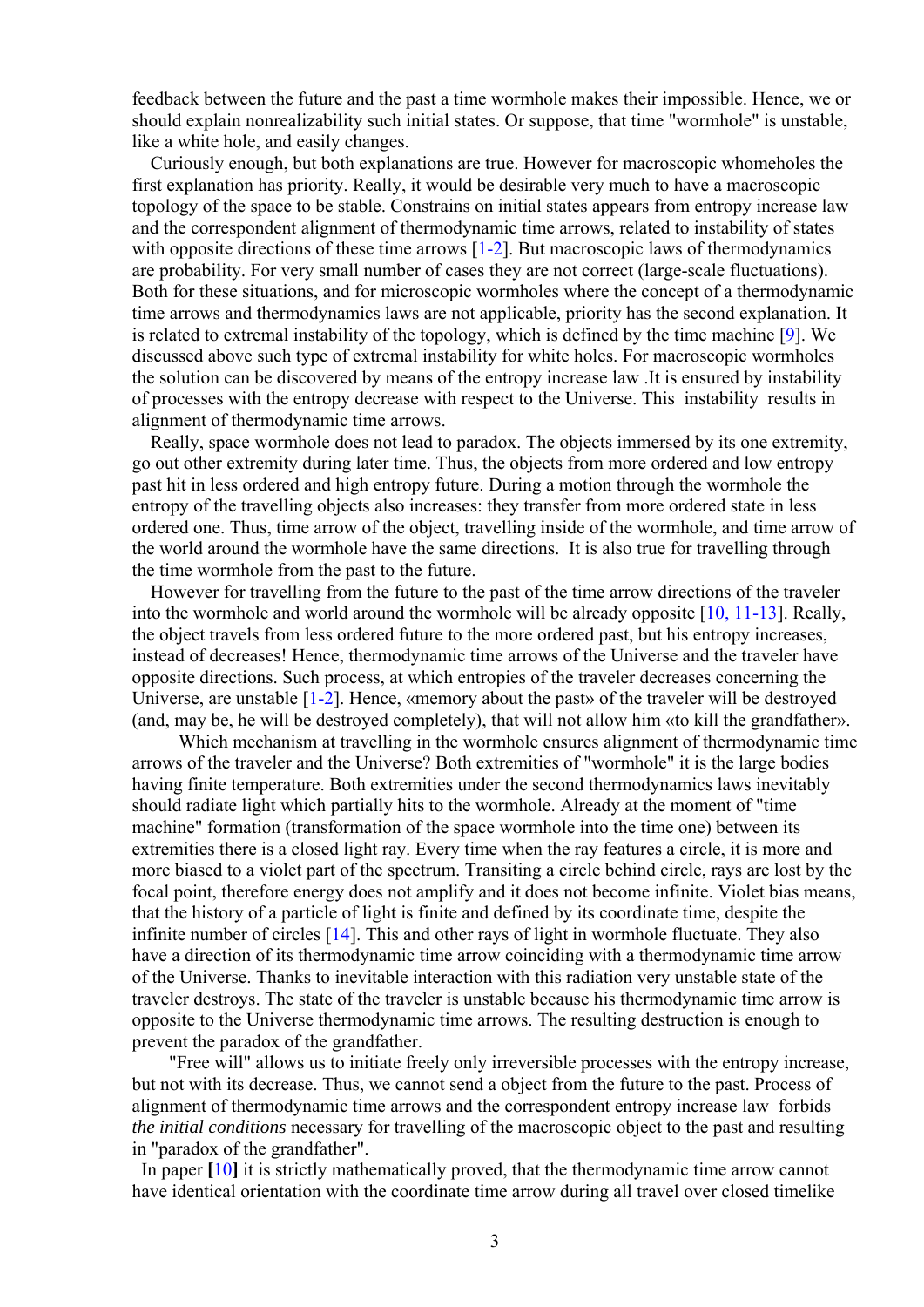feedback between the future and the past a time wormhole makes their impossible. Hence, we or should explain nonrealizability such initial states. Or suppose, that time "wormhole" is unstable, like a white hole, and easily changes.

Curiously enough, but both explanations are true. However for macroscopic whomeholes the first explanation has priority. Really, it would be desirable very much to have a macroscopic topology of the space to be stable. Constrains on initial states appears from entropy increase law and the correspondent alignment of thermodynamic time arrows, related to instability of states with opposite directions of these time arrows [1-2]. But macroscopic laws of thermodynamics are probability. For very small number of cases they are not correct (large-scale fluctuations). Both for these situations, and for microscopic wormholes where the concept of a thermodynamic time arrows and thermodynamics laws are not applicable, priority has the second explanation. It is related to extremal instability of the topology, which is defined by the time machine [9]. We discussed above such type of extremal instability for white holes. For macroscopic wormholes the solution can be discovered by means of the entropy increase law .It is ensured by instability of processes with the entropy decrease with respect to the Universe. This instability results in alignment of thermodynamic time arrows.

Really, space wormhole does not lead to paradox. The objects immersed by its one extremity, go out other extremity during later time. Thus, the objects from more ordered and low entropy past hit in less ordered and high entropy future. During a motion through the wormhole the entropy of the travelling objects also increases: they transfer from more ordered state in less ordered one. Thus, time arrow of the object, travelling inside of the wormhole, and time arrow of the world around the wormhole have the same directions. It is also true for travelling through the time wormhole from the past to the future.

However for travelling from the future to the past of the time arrow directions of the traveler into the wormhole and world around the wormhole will be already opposite [10, 11-13]. Really, the object travels from less ordered future to the more ordered past, but his entropy increases, instead of decreases! Hence, thermodynamic time arrows of the Universe and the traveler have opposite directions. Such process, at which entropies of the traveler decreases concerning the Universe, are unstable [1-2]. Hence, «memory about the past» of the traveler will be destroyed (and, may be, he will be destroyed completely), that will not allow him «to kill the grandfather».

Which mechanism at travelling in the wormhole ensures alignment of thermodynamic time arrows of the traveler and the Universe? Both extremities of "wormhole" it is the large bodies having finite temperature. Both extremities under the second thermodynamics laws inevitably should radiate light which partially hits to the wormhole. Already at the moment of "time machine" formation (transformation of the space wormhole into the time one) between its extremities there is a closed light ray. Every time when the ray features a circle, it is more and more biased to a violet part of the spectrum. Transiting a circle behind circle, rays are lost by the focal point, therefore energy does not amplify and it does not become infinite. Violet bias means, that the history of a particle of light is finite and defined by its coordinate time, despite the infinite number of circles [14]. This and other rays of light in wormhole fluctuate. They also have a direction of its thermodynamic time arrow coinciding with a thermodynamic time arrow of the Universe. Thanks to inevitable interaction with this radiation very unstable state of the traveler destroys. The state of the traveler is unstable because his thermodynamic time arrow is opposite to the Universe thermodynamic time arrows. The resulting destruction is enough to prevent the paradox of the grandfather.

"Free will" allows us to initiate freely only irreversible processes with the entropy increase, but not with its decrease. Thus, we cannot send a object from the future to the past. Process of alignment of thermodynamic time arrows and the correspondent entropy increase law forbids *the initial conditions* necessary for travelling of the macroscopic object to the past and resulting in "paradox of the grandfather".

In paper **[**10**]** it is strictly mathematically proved, that the thermodynamic time arrow cannot have identical orientation with the coordinate time arrow during all travel over closed timelike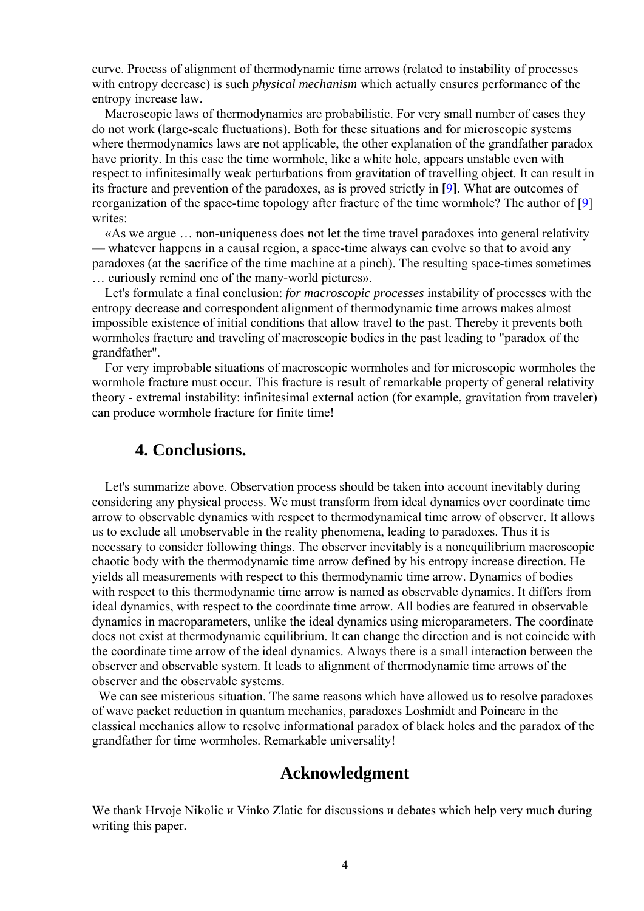curve. Process of alignment of thermodynamic time arrows (related to instability of processes with entropy decrease) is such *physical mechanism* which actually ensures performance of the entropy increase law.

Macroscopic laws of thermodynamics are probabilistic. For very small number of cases they do not work (large-scale fluctuations). Both for these situations and for microscopic systems where thermodynamics laws are not applicable, the other explanation of the grandfather paradox have priority. In this case the time wormhole, like a white hole, appears unstable even with respect to infinitesimally weak perturbations from gravitation of travelling object. It can result in its fracture and prevention of the paradoxes, as is proved strictly in **[**9**]**. What are outcomes of reorganization of the space-time topology after fracture of the time wormhole? The author of [9] writes:

«As we argue … non-uniqueness does not let the time travel paradoxes into general relativity — whatever happens in a causal region, a space-time always can evolve so that to avoid any paradoxes (at the sacrifice of the time machine at a pinch). The resulting space-times sometimes … curiously remind one of the many-world pictures».

Let's formulate a final conclusion: *for macroscopic processes* instability of processes with the entropy decrease and correspondent alignment of thermodynamic time arrows makes almost impossible existence of initial conditions that allow travel to the past. Thereby it prevents both wormholes fracture and traveling of macroscopic bodies in the past leading to "paradox of the grandfather".

For very improbable situations of macroscopic wormholes and for microscopic wormholes the wormhole fracture must occur. This fracture is result of remarkable property of general relativity theory - extremal instability: infinitesimal external action (for example, gravitation from traveler) can produce wormhole fracture for finite time!

## 4. Conclusions.

Let's summarize above. Observation process should be taken into account inevitably during considering any physical process. We must transform from ideal dynamics over coordinate time arrow to observable dynamics with respect to thermodynamical time arrow of observer. It allows us to exclude all unobservable in the reality phenomena, leading to paradoxes. Thus it is necessary to consider following things. The observer inevitably is a nonequilibrium macroscopic chaotic body with the thermodynamic time arrow defined by his entropy increase direction. He yields all measurements with respect to this thermodynamic time arrow. Dynamics of bodies with respect to this thermodynamic time arrow is named as observable dynamics. It differs from ideal dynamics, with respect to the coordinate time arrow. All bodies are featured in observable dynamics in macroparameters, unlike the ideal dynamics using microparameters. The coordinate does not exist at thermodynamic equilibrium. It can change the direction and is not coincide with the coordinate time arrow of the ideal dynamics. Always there is a small interaction between the observer and observable system. It leads to alignment of thermodynamic time arrows of the observer and the observable systems.

We can see misterious situation. The same reasons which have allowed us to resolve paradoxes of wave packet reduction in quantum mechanics, paradoxes Loshmidt and Poincare in the classical mechanics allow to resolve informational paradox of black holes and the paradox of the grandfather for time wormholes. Remarkable universality!

## Acknowledgment

We thank Hrvoje Nikolic и Vinko Zlatic for discussions и debates which help very much during writing this paper.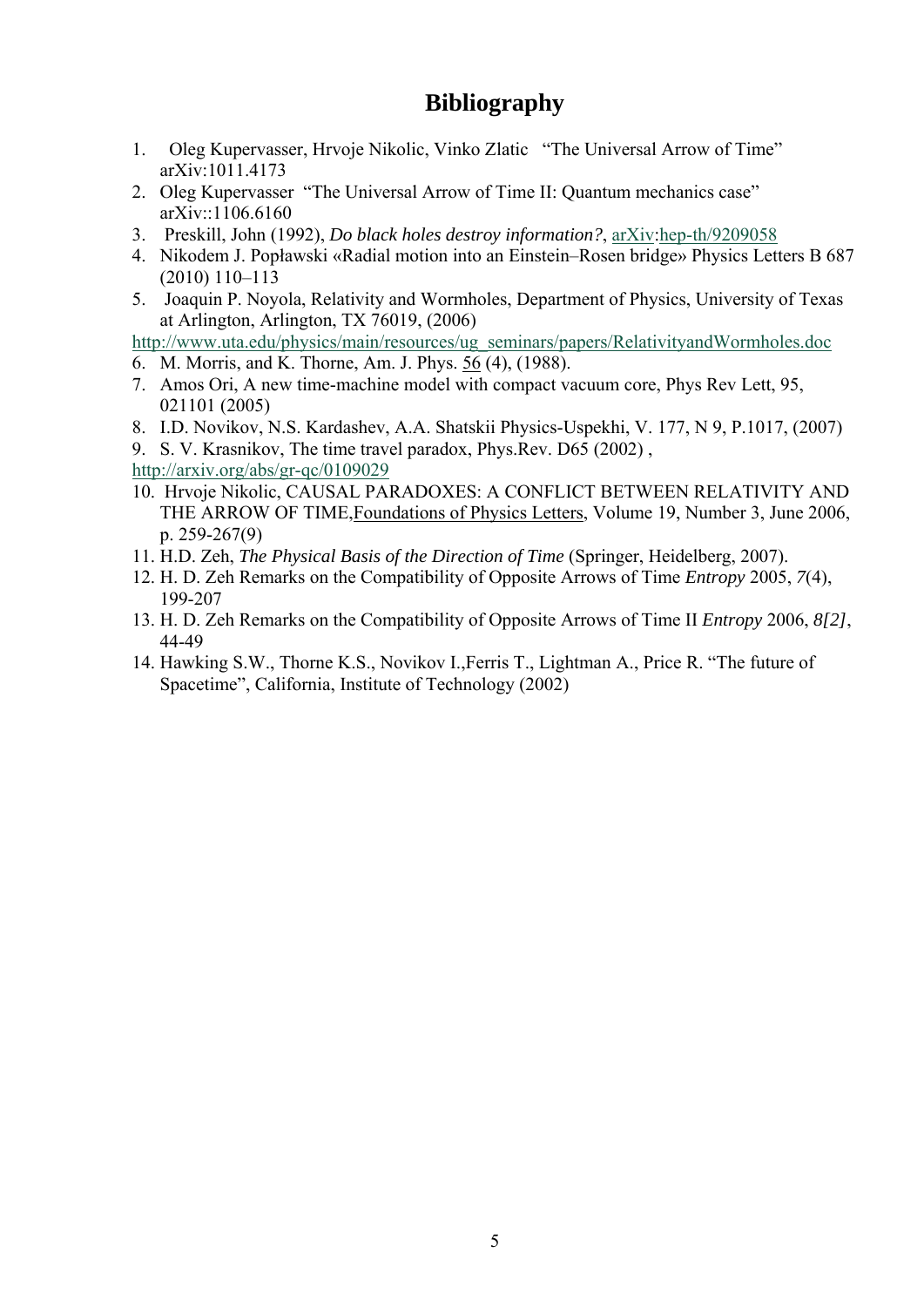# Bibliography

1. Oleg Kupervasser, Hrvoje Nikolic, Vinko Zlatic "The Universal Arrow of Time" arXiv:1011.4173
2. Oleg Kupervasser "The Universal Arrow of Time II: Quantum mechanics case" arXiv::1106.6160
3. Preskill, John (1992), *Do black holes destroy information?*, arXiv:hep-th/9209058
4. Nikodem J. Popławski «Radial motion into an Einstein–Rosen bridge» Physics Letters B 687 (2010) 110–113
5. Joaquin P. Noyola, Relativity and Wormholes, Department of Physics, University of Texas at Arlington, Arlington, TX 76019, (2006) http://www.uta.edu/physics/main/resources/ug_seminars/papers/RelativityandWormholes.doc
6. M. Morris, and K. Thorne, Am. J. Phys. 56 (4), (1988).
7. Amos Ori, A new time-machine model with compact vacuum core, Phys Rev Lett, 95, 021101 (2005)
8. I.D. Novikov, N.S. Kardashev, A.A. Shatskii Physics-Uspekhi, V. 177, N 9, P.1017, (2007)
9. S. V. Krasnikov, The time travel paradox, Phys.Rev. D65 (2002) , http://arxiv.org/abs/gr-qc/0109029
10. Hrvoje Nikolic, CAUSAL PARADOXES: A CONFLICT BETWEEN RELATIVITY AND THE ARROW OF TIME, Foundations of Physics Letters, Volume 19, Number 3, June 2006, p. 259-267(9)
11. H.D. Zeh, *The Physical Basis of the Direction of Time* (Springer, Heidelberg, 2007).
12. H. D. Zeh Remarks on the Compatibility of Opposite Arrows of Time *Entropy* 2005, *7*(4), 199-207
13. H. D. Zeh Remarks on the Compatibility of Opposite Arrows of Time II *Entropy* 2006, *8[2]*, 44-49
14. Hawking S.W., Thorne K.S., Novikov I.,Ferris T., Lightman A., Price R. "The future of Spacetime", California, Institute of Technology (2002)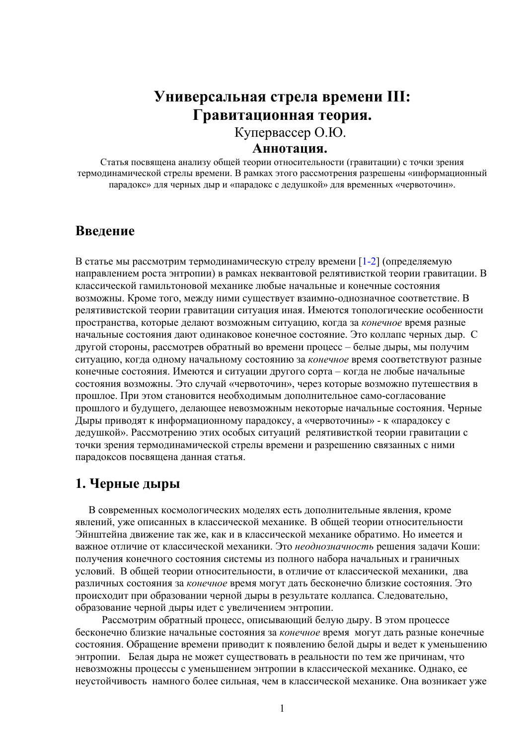# Универсальная стрела времени III: Гравитационная теория.

Купервассер О.Ю.

**Аннотация.**

Статья посвящена анализу общей теории относительности (гравитации) с точки зрения термодинамической стрелы времени. В рамках этого рассмотрения разрешены «информационный парадокс» для черных дыр и «парадокс с дедушкой» для временных «червоточин».

## Введение

В статье мы рассмотрим термодинамическую стрелу времени [1-2] (определяемую направлением роста энтропии) в рамках неквантовой релятивисткой теории гравитации. В классической гамильтоновой механике любые начальные и конечные состояния возможны. Кроме того, между ними существует взаимно-однозначное соответствие. В релятивистской теории гравитации ситуация иная. Имеются топологические особенности пространства, которые делают возможным ситуацию, когда за *конечное* время разные начальные состояния дают одинаковое конечное состояние. Это коллапс черных дыр. С другой стороны, рассмотрев обратный во времени процесс – белые дыры, мы получим ситуацию, когда одному начальному состоянию за *конечное* время соответствуют разные конечные состояния. Имеются и ситуации другого сорта – когда не любые начальные состояния возможны. Это случай «червоточин», через которые возможно путешествия в прошлое. При этом становится необходимым дополнительное само-согласование прошлого и будущего, делающее невозможным некоторые начальные состояния. Черные Дыры приводят к информационному парадоксу, а «червоточины» - к «парадоксу с дедушкой». Рассмотрению этих особых ситуаций релятивисткой теории гравитации с точки зрения термодинамической стрелы времени и разрешению связанных с ними парадоксов посвящена данная статья.

## 1. Черные дыры

В современных космологических моделях есть дополнительные явления, кроме явлений, уже описанных в классической механике. В общей теории относительности Эйнштейна движение так же, как и в классической механике обратимо. Но имеется и важное отличие от классической механики. Это *неоднозначность* решения задачи Коши: получения конечного состояния системы из полного набора начальных и граничных условий. В общей теории относительности, в отличие от классической механики, два различных состояния за *конечное* время могут дать бесконечно близкие состояния. Это происходит при образовании черной дыры в результате коллапса. Следовательно, образование черной дыры идет с увеличением энтропии.

Рассмотрим обратный процесс, описывающий белую дыру. В этом процессе бесконечно близкие начальные состояния за *конечное* время могут дать разные конечные состояния. Обращение времени приводит к появлению белой дыры и ведет к уменьшению энтропии. Белая дыра не может существовать в реальности по тем же причинам, что невозможны процессы с уменьшением энтропии в классической механике. Однако, ее неустойчивость намного более сильная, чем в классической механике. Она возникает уже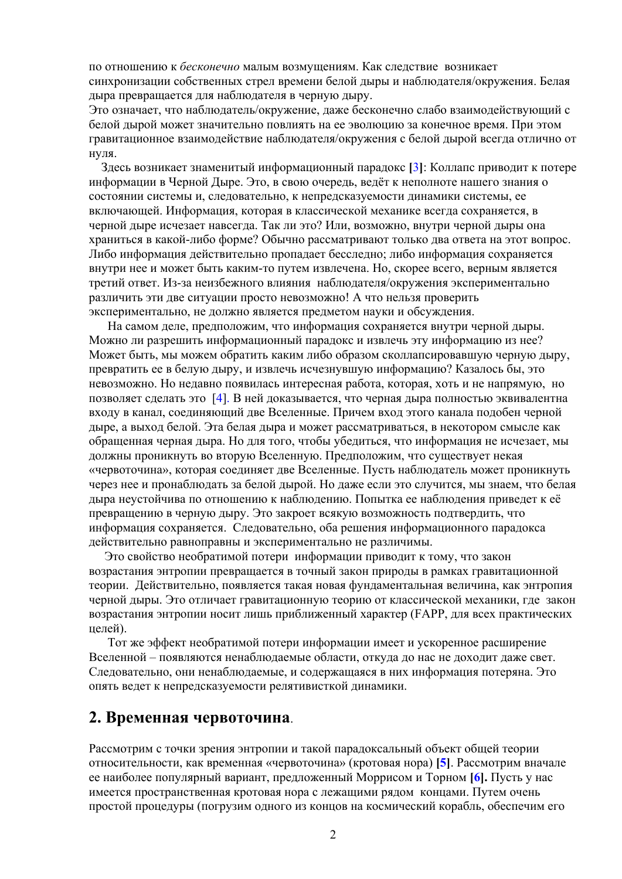по отношению к *бесконечно* малым возмущениям. Как следствие возникает синхронизации собственных стрел времени белой дыры и наблюдателя/окружения. Белая дыра превращается для наблюдателя в черную дыру.

Это означает, что наблюдатель/окружение, даже бесконечно слабо взаимодействующий с белой дырой может значительно повлиять на ее эволюцию за конечное время. При этом гравитационное взаимодействие наблюдателя/окружения с белой дырой всегда отлично от нуля.

Здесь возникает знаменитый информационный парадокс **[**3**]**: Коллапс приводит к потере информации в Черной Дыре. Это, в свою очередь, ведёт к неполноте нашего знания о состоянии системы и, следовательно, к непредсказуемости динамики системы, ее включающей. Информация, которая в классической механике всегда сохраняется, в черной дыре исчезает навсегда. Так ли это? Или, возможно, внутри черной дыры она храниться в какой-либо форме? Обычно рассматривают только два ответа на этот вопрос. Либо информация действительно пропадает бесследно; либо информация сохраняется внутри нее и может быть каким-то путем извлечена. Но, скорее всего, верным является третий ответ. Из-за неизбежного влияния наблюдателя/окружения экспериментально различить эти две ситуации просто невозможно! А что нельзя проверить экспериментально, не должно является предметом науки и обсуждения.

На самом деле, предположим, что информация сохраняется внутри черной дыры. Можно ли разрешить информационный парадокс и извлечь эту информацию из нее? Может быть, мы можем обратить каким либо образом сколлапсировавшую черную дыру, превратить ее в белую дыру, и извлечь исчезнувшую информацию? Казалось бы, это невозможно. Но недавно появилась интересная работа, которая, хоть и не напрямую, но позволяет сделать это [4]. В ней доказывается, что черная дыра полностью эквивалентна входу в канал, соединяющий две Вселенные. Причем вход этого канала подобен черной дыре, а выход белой. Эта белая дыра и может рассматриваться, в некотором смысле как обращенная черная дыра. Но для того, чтобы убедиться, что информация не исчезает, мы должны проникнуть во вторую Вселенную. Предположим, что существует некая «червоточина», которая соединяет две Вселенные. Пусть наблюдатель может проникнуть через нее и пронаблюдать за белой дырой. Но даже если это случится, мы знаем, что белая дыра неустойчива по отношению к наблюдению. Попытка ее наблюдения приведет к её превращению в черную дыру. Это закроет всякую возможность подтвердить, что информация сохраняется. Следовательно, оба решения информационного парадокса действительно равноправны и экспериментально не различимы.

Это свойство необратимой потери информации приводит к тому, что закон возрастания энтропии превращается в точный закон природы в рамках гравитационной теории. Действительно, появляется такая новая фундаментальная величина, как энтропия черной дыры. Это отличает гравитационную теорию от классической механики, где закон возрастания энтропии носит лишь приближенный характер (FAPP, для всех практических целей).

Тот же эффект необратимой потери информации имеет и ускоренное расширение Вселенной – появляются ненаблюдаемые области, откуда до нас не доходит даже свет. Следовательно, они ненаблюдаемые, и содержащаяся в них информация потеряна. Это опять ведет к непредсказуемости релятивисткой динамики.

## 2. Временная червоточина.

Рассмотрим с точки зрения энтропии и такой парадоксальный объект общей теории относительности, как временная «червоточина» (кротовая нора) **[5]**. Рассмотрим вначале ее наиболее популярный вариант, предложенный Моррисом и Торном **[6].** Пусть у нас имеется пространственная кротовая нора с лежащими рядом концами. Путем очень простой процедуры (погрузим одного из концов на космический корабль, обеспечим его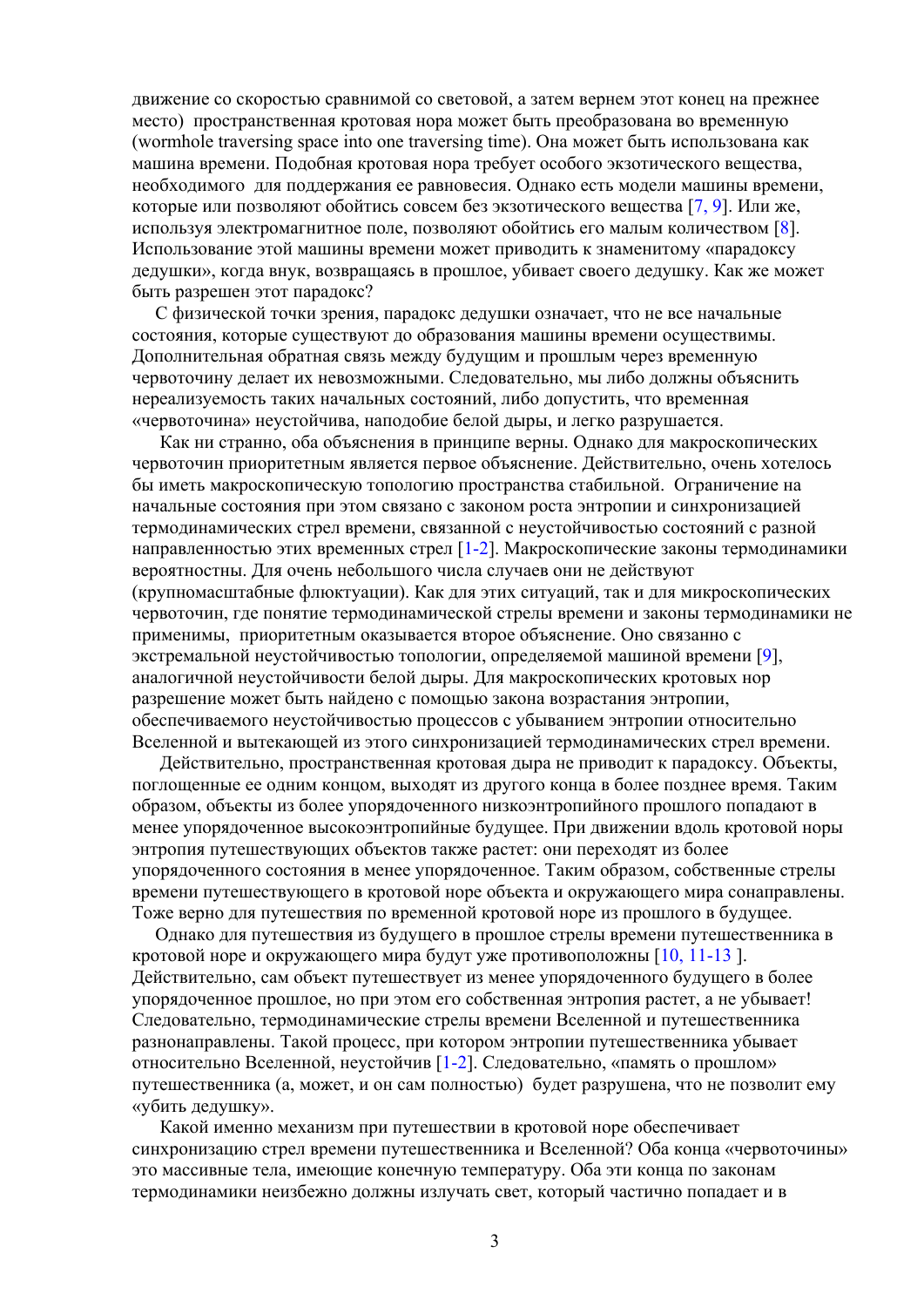движение со скоростью сравнимой со световой, а затем вернем этот конец на прежнее место) пространственная кротовая нора может быть преобразована во временную (wormhole traversing space into one traversing time). Она может быть использована как машина времени. Подобная кротовая нора требует особого экзотического вещества, необходимого для поддержания ее равновесия. Однако есть модели машины времени, которые или позволяют обойтись совсем без экзотического вещества [7, 9]. Или же, используя электромагнитное поле, позволяют обойтись его малым количеством [8]. Использование этой машины времени может приводить к знаменитому «парадоксу дедушки», когда внук, возвращаясь в прошлое, убивает своего дедушку. Как же может быть разрешен этот парадокс?

С физической точки зрения, парадокс дедушки означает, что не все начальные состояния, которые существуют до образования машины времени осуществимы. Дополнительная обратная связь между будущим и прошлым через временную червоточину делает их невозможными. Следовательно, мы либо должны объяснить нереализуемость таких начальных состояний, либо допустить, что временная «червоточина» неустойчива, наподобие белой дыры, и легко разрушается.

Как ни странно, оба объяснения в принципе верны. Однако для макроскопических червоточин приоритетным является первое объяснение. Действительно, очень хотелось бы иметь макроскопическую топологию пространства стабильной. Ограничение на начальные состояния при этом связано с законом роста энтропии и синхронизацией термодинамических стрел времени, связанной с неустойчивостью состояний с разной направленностью этих временных стрел [1-2]. Макроскопические законы термодинамики вероятностны. Для очень небольшого числа случаев они не действуют (крупномасштабные флюктуации). Как для этих ситуаций, так и для микроскопических червоточин, где понятие термодинамической стрелы времени и законы термодинамики не применимы, приоритетным оказывается второе объяснение. Оно связанно с экстремальной неустойчивостью топологии, определяемой машиной времени [9], аналогичной неустойчивости белой дыры. Для макроскопических кротовых нор разрешение может быть найдено с помощью закона возрастания энтропии, обеспечиваемого неустойчивостью процессов с убыванием энтропии относительно Вселенной и вытекающей из этого синхронизацией термодинамических стрел времени.

Действительно, пространственная кротовая дыра не приводит к парадоксу. Объекты, поглощенные ее одним концом, выходят из другого конца в более позднее время. Таким образом, объекты из более упорядоченного низкоэнтропийного прошлого попадают в менее упорядоченное высокоэнтропийные будущее. При движении вдоль кротовой норы энтропия путешествующих объектов также растет: они переходят из более упорядоченного состояния в менее упорядоченное. Таким образом, собственные стрелы времени путешествующего в кротовой норе объекта и окружающего мира сонаправлены. Тоже верно для путешествия по временной кротовой норе из прошлого в будущее.

Однако для путешествия из будущего в прошлое стрелы времени путешественника в кротовой норе и окружающего мира будут уже противоположны [10, 11-13 ]. Действительно, сам объект путешествует из менее упорядоченного будущего в более упорядоченное прошлое, но при этом его собственная энтропия растет, а не убывает! Следовательно, термодинамические стрелы времени Вселенной и путешественника разнонаправлены. Такой процесс, при котором энтропии путешественника убывает относительно Вселенной, неустойчив [1-2]. Следовательно, «память о прошлом» путешественника (а, может, и он сам полностью) будет разрушена, что не позволит ему «убить дедушку».

Какой именно механизм при путешествии в кротовой норе обеспечивает синхронизацию стрел времени путешественника и Вселенной? Оба конца «червоточины» это массивные тела, имеющие конечную температуру. Оба эти конца по законам термодинамики неизбежно должны излучать свет, который частично попадает и в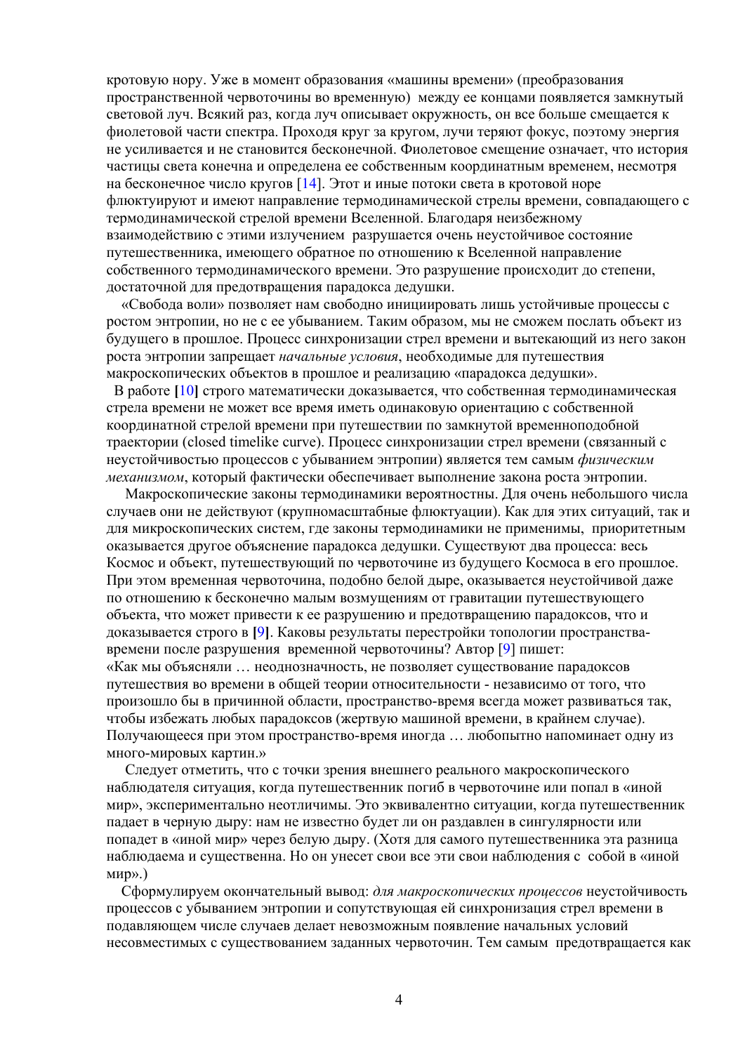кротовую нору. Уже в момент образования «машины времени» (преобразования пространственной червоточины во временную) между ее концами появляется замкнутый световой луч. Всякий раз, когда луч описывает окружность, он все больше смещается к фиолетовой части спектра. Проходя круг за кругом, лучи теряют фокус, поэтому энергия не усиливается и не становится бесконечной. Фиолетовое смещение означает, что история частицы света конечна и определена ее собственным координатным временем, несмотря на бесконечное число кругов [14]. Этот и иные потоки света в кротовой норе флюктуируют и имеют направление термодинамической стрелы времени, совпадающего с термодинамической стрелой времени Вселенной. Благодаря неизбежному взаимодействию с этими излучением разрушается очень неустойчивое состояние путешественника, имеющего обратное по отношению к Вселенной направление собственного термодинамического времени. Это разрушение происходит до степени, достаточной для предотвращения парадокса дедушки.

«Свобода воли» позволяет нам свободно инициировать лишь устойчивые процессы с ростом энтропии, но не с ее убыванием. Таким образом, мы не сможем послать объект из будущего в прошлое. Процесс синхронизации стрел времени и вытекающий из него закон роста энтропии запрещает *начальные условия*, необходимые для путешествия макроскопических объектов в прошлое и реализацию «парадокса дедушки».

В работе **[**10**]** строго математически доказывается, что собственная термодинамическая стрела времени не может все время иметь одинаковую ориентацию с собственной координатной стрелой времени при путешествии по замкнутой временноподобной траектории (closed timelike curve). Процесс синхронизации стрел времени (связанный с неустойчивостью процессов с убыванием энтропии) является тем самым *физическим механизмом*, который фактически обеспечивает выполнение закона роста энтропии.

Макроскопические законы термодинамики вероятностны. Для очень небольшого числа случаев они не действуют (крупномасштабные флюктуации). Как для этих ситуаций, так и для микроскопических систем, где законы термодинамики не применимы, приоритетным оказывается другое объяснение парадокса дедушки. Существуют два процесса: весь Космос и объект, путешествующий по червоточине из будущего Космоса в его прошлое. При этом временная червоточина, подобно белой дыре, оказывается неустойчивой даже по отношению к бесконечно малым возмущениям от гравитации путешествующего объекта, что может привести к ее разрушению и предотвращению парадоксов, что и доказывается строго в **[**9**]**. Каковы результаты перестройки топологии пространства-времени после разрушения временной червоточины? Автор [9] пишет:
«Как мы объясняли … неоднозначность, не позволяет существование парадоксов путешествия во времени в общей теории относительности - независимо от того, что произошло бы в причинной области, пространство-время всегда может развиваться так, чтобы избежать любых парадоксов (жертвую машиной времени, в крайнем случае). Получающееся при этом пространство-время иногда … любопытно напоминает одну из много-мировых картин.»

Следует отметить, что с точки зрения внешнего реального макроскопического наблюдателя ситуация, когда путешественник погиб в червоточине или попал в «иной мир», экспериментально неотличимы. Это эквивалентно ситуации, когда путешественник падает в черную дыру: нам не известно будет ли он раздавлен в сингулярности или попадет в «иной мир» через белую дыру. (Хотя для самого путешественника эта разница наблюдаема и существенна. Но он унесет свои все эти свои наблюдения с собой в «иной мир».)

Сформулируем окончательный вывод: *для макроскопических процессов* неустойчивость процессов с убыванием энтропии и сопутствующая ей синхронизация стрел времени в подавляющем числе случаев делает невозможным появление начальных условий несовместимых с существованием заданных червоточин. Тем самым предотвращается как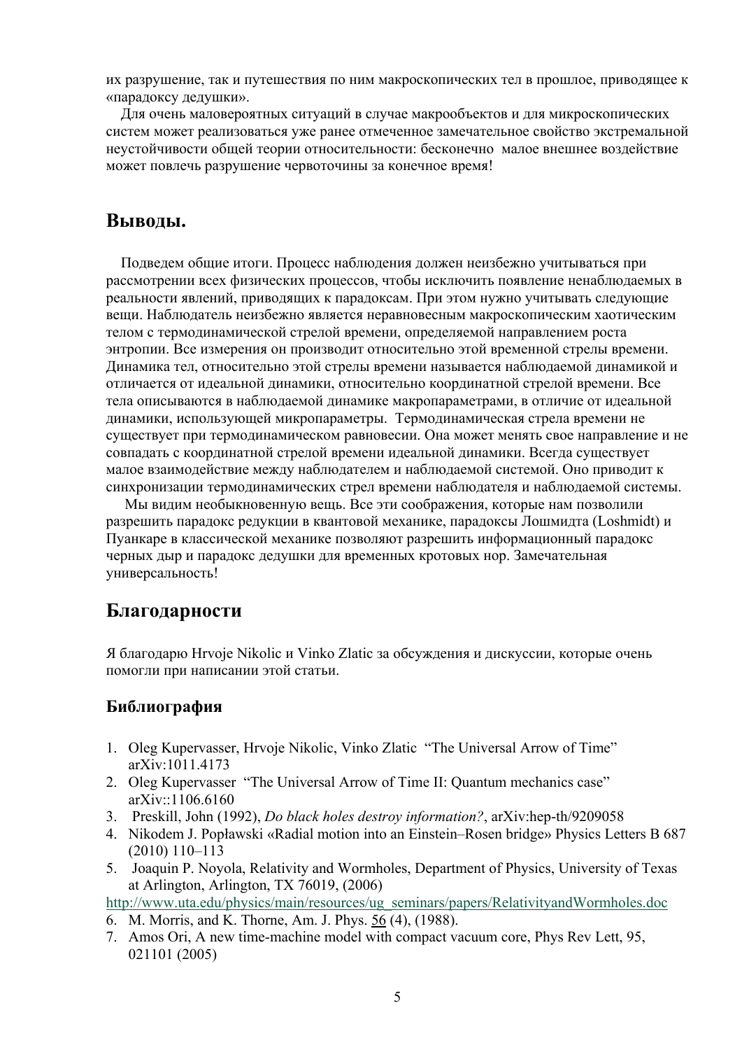их разрушение, так и путешествия по ним макроскопических тел в прошлое, приводящее к «парадоксу дедушки».

Для очень маловероятных ситуаций в случае макрообъектов и для микроскопических систем может реализоваться уже ранее отмеченное замечательное свойство экстремальной неустойчивости общей теории относительности: бесконечно малое внешнее воздействие может повлечь разрушение червоточины за конечное время!

## Выводы.

Подведем общие итоги. Процесс наблюдения должен неизбежно учитываться при рассмотрении всех физических процессов, чтобы исключить появление ненаблюдаемых в реальности явлений, приводящих к парадоксам. При этом нужно учитывать следующие вещи. Наблюдатель неизбежно является неравновесным макроскопическим хаотическим телом с термодинамической стрелой времени, определяемой направлением роста энтропии. Все измерения он производит относительно этой временной стрелы времени. Динамика тел, относительно этой стрелы времени называется наблюдаемой динамикой и отличается от идеальной динамики, относительно координатной стрелой времени. Все тела описываются в наблюдаемой динамике макропараметрами, в отличие от идеальной динамики, использующей микропараметры. Термодинамическая стрела времени не существует при термодинамическом равновесии. Она может менять свое направление и не совпадать с координатной стрелой времени идеальной динамики. Всегда существует малое взаимодействие между наблюдателем и наблюдаемой системой. Оно приводит к синхронизации термодинамических стрел времени наблюдателя и наблюдаемой системы.

Мы видим необыкновенную вещь. Все эти соображения, которые нам позволили разрешить парадокс редукции в квантовой механике, парадоксы Лошмидта (Loshmidt) и Пуанкаре в классической механике позволяют разрешить информационный парадокс черных дыр и парадокс дедушки для временных кротовых нор. Замечательная универсальность!

## Благодарности

Я благодарю Hrvoje Nikolic и Vinko Zlatic за обсуждения и дискуссии, которые очень помогли при написании этой статьи.

### Библиография

1. Oleg Kupervasser, Hrvoje Nikolic, Vinko Zlatic "The Universal Arrow of Time" arXiv:1011.4173
2. Oleg Kupervasser "The Universal Arrow of Time II: Quantum mechanics case" arXiv::1106.6160
3. Preskill, John (1992), *Do black holes destroy information?*, arXiv:hep-th/9209058
4. Nikodem J. Popławski «Radial motion into an Einstein–Rosen bridge» Physics Letters B 687 (2010) 110–113
5. Joaquin P. Noyola, Relativity and Wormholes, Department of Physics, University of Texas at Arlington, Arlington, TX 76019, (2006) http://www.uta.edu/physics/main/resources/ug_seminars/papers/RelativityandWormholes.doc
6. M. Morris, and K. Thorne, Am. J. Phys. 56 (4), (1988).
7. Amos Ori, A new time-machine model with compact vacuum core, Phys Rev Lett, 95, 021101 (2005)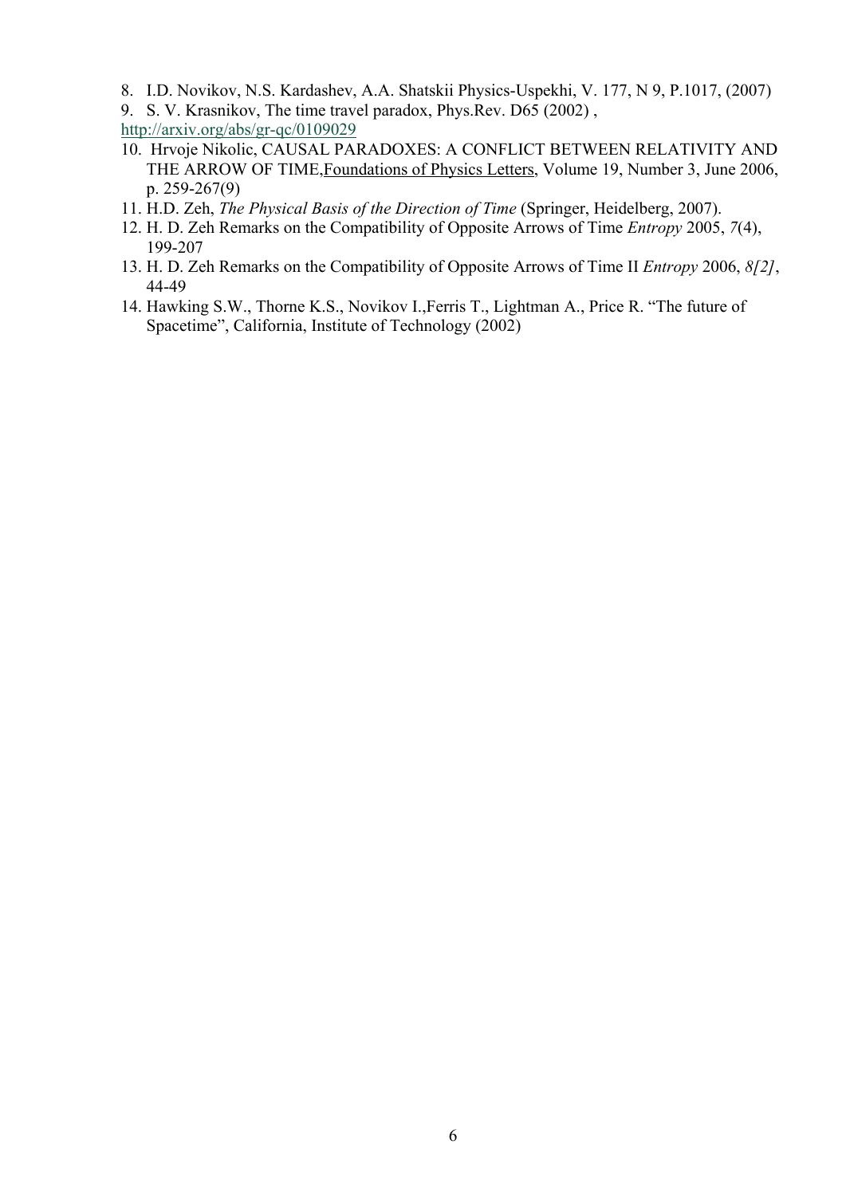8. I.D. Novikov, N.S. Kardashev, A.A. Shatskii Physics-Uspekhi, V. 177, N 9, P.1017, (2007)
9. S. V. Krasnikov, The time travel paradox, Phys.Rev. D65 (2002) , http://arxiv.org/abs/gr-qc/0109029
10. Hrvoje Nikolic, CAUSAL PARADOXES: A CONFLICT BETWEEN RELATIVITY AND THE ARROW OF TIME, Foundations of Physics Letters, Volume 19, Number 3, June 2006, p. 259-267(9)
11. H.D. Zeh, *The Physical Basis of the Direction of Time* (Springer, Heidelberg, 2007).
12. H. D. Zeh Remarks on the Compatibility of Opposite Arrows of Time *Entropy* 2005, *7*(4), 199-207
13. H. D. Zeh Remarks on the Compatibility of Opposite Arrows of Time II *Entropy* 2006, *8[2]*, 44-49
14. Hawking S.W., Thorne K.S., Novikov I.,Ferris T., Lightman A., Price R. "The future of Spacetime", California, Institute of Technology (2002)